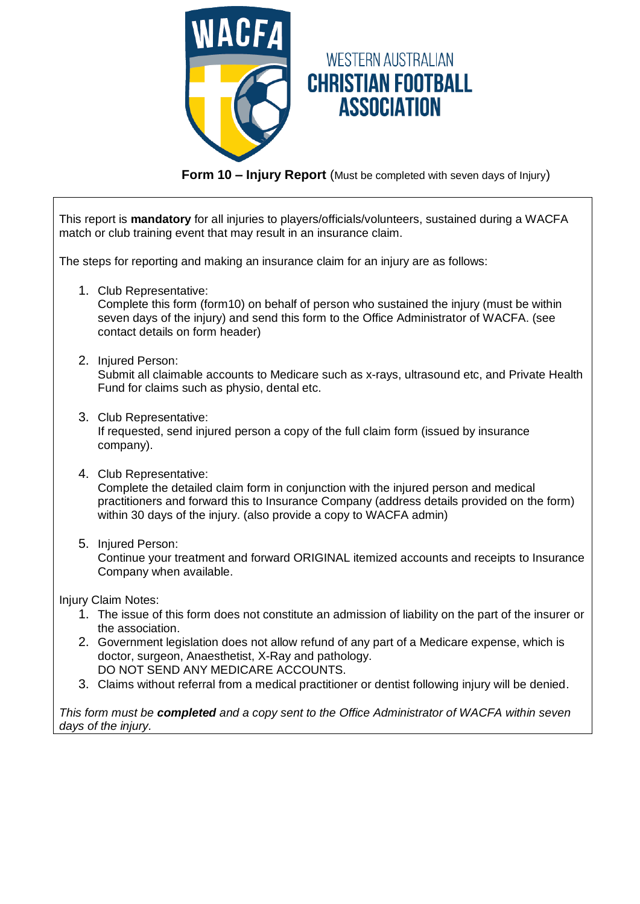WESTERN AUSTRALIAN
**CHRISTIAN FOOTBALL ASSOCIATION**

**Form 10 – Injury Report** (Must be completed with seven days of Injury)

This report is **mandatory** for all injuries to players/officials/volunteers, sustained during a WACFA match or club training event that may result in an insurance claim.

The steps for reporting and making an insurance claim for an injury are as follows:

1. Club Representative:
   Complete this form (form10) on behalf of person who sustained the injury (must be within seven days of the injury) and send this form to the Office Administrator of WACFA. (see contact details on form header)

2. Injured Person:
   Submit all claimable accounts to Medicare such as x-rays, ultrasound etc, and Private Health Fund for claims such as physio, dental etc.

3. Club Representative:
   If requested, send injured person a copy of the full claim form (issued by insurance company).

4. Club Representative:
   Complete the detailed claim form in conjunction with the injured person and medical practitioners and forward this to Insurance Company (address details provided on the form) within 30 days of the injury. (also provide a copy to WACFA admin)

5. Injured Person:
   Continue your treatment and forward ORIGINAL itemized accounts and receipts to Insurance Company when available.

Injury Claim Notes:

1. The issue of this form does not constitute an admission of liability on the part of the insurer or the association.
2. Government legislation does not allow refund of any part of a Medicare expense, which is doctor, surgeon, Anaesthetist, X-Ray and pathology.
   DO NOT SEND ANY MEDICARE ACCOUNTS.
3. Claims without referral from a medical practitioner or dentist following injury will be denied.

*This form must be **completed** and a copy sent to the Office Administrator of WACFA within seven days of the injury.*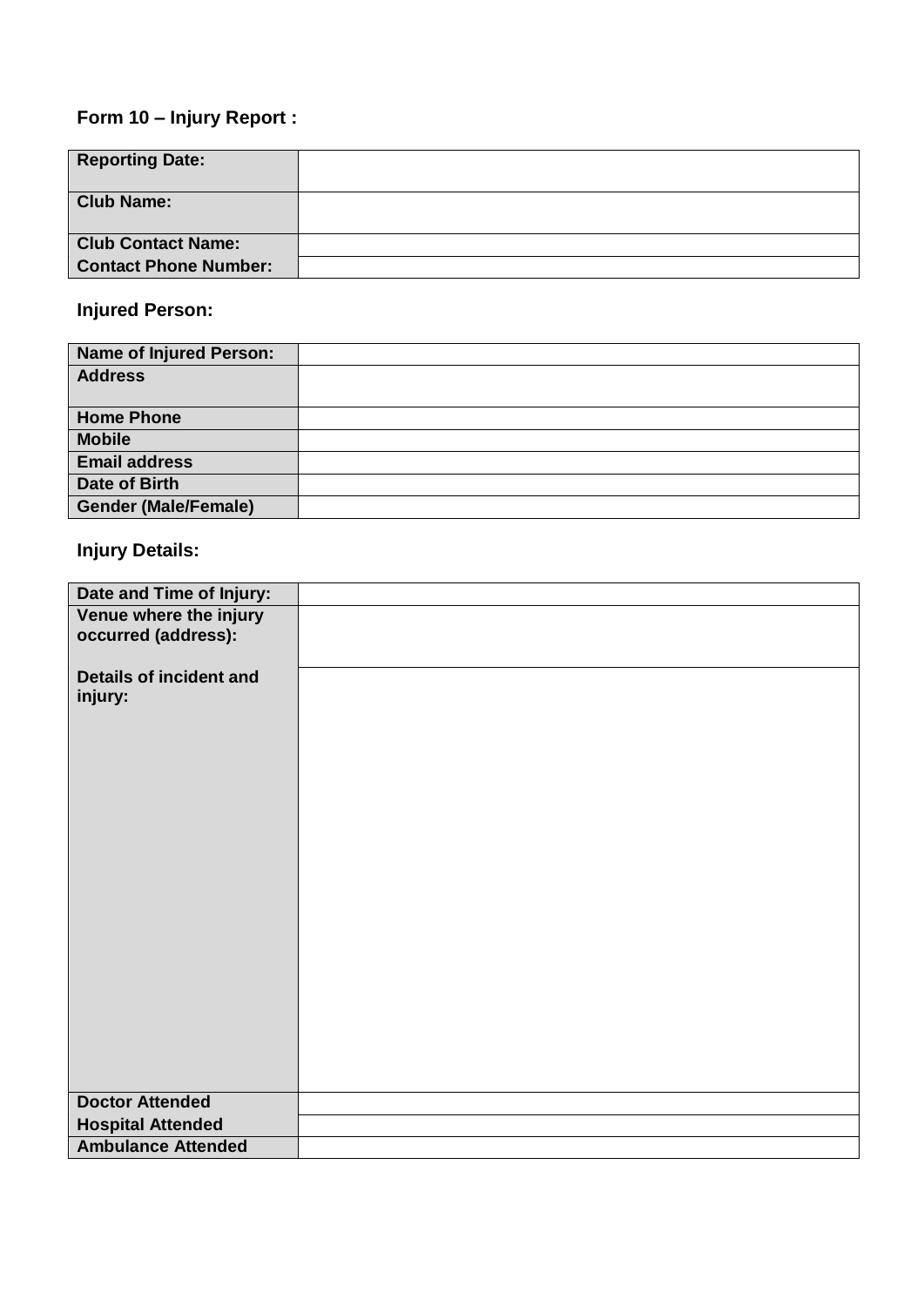## Form 10 – Injury Report :

| | |
|---|---|
| **Reporting Date:** | |
| **Club Name:** | |
| **Club Contact Name:** | |
| **Contact Phone Number:** | |

## Injured Person:

| | |
|---|---|
| **Name of Injured Person:** | |
| **Address** | |
| **Home Phone** | |
| **Mobile** | |
| **Email address** | |
| **Date of Birth** | |
| **Gender (Male/Female)** | |

## Injury Details:

| | |
|---|---|
| **Date and Time of Injury:** | |
| **Venue where the injury occurred (address):** | |
| **Details of incident and injury:** | |
| **Doctor Attended** | |
| **Hospital Attended** | |
| **Ambulance Attended** | |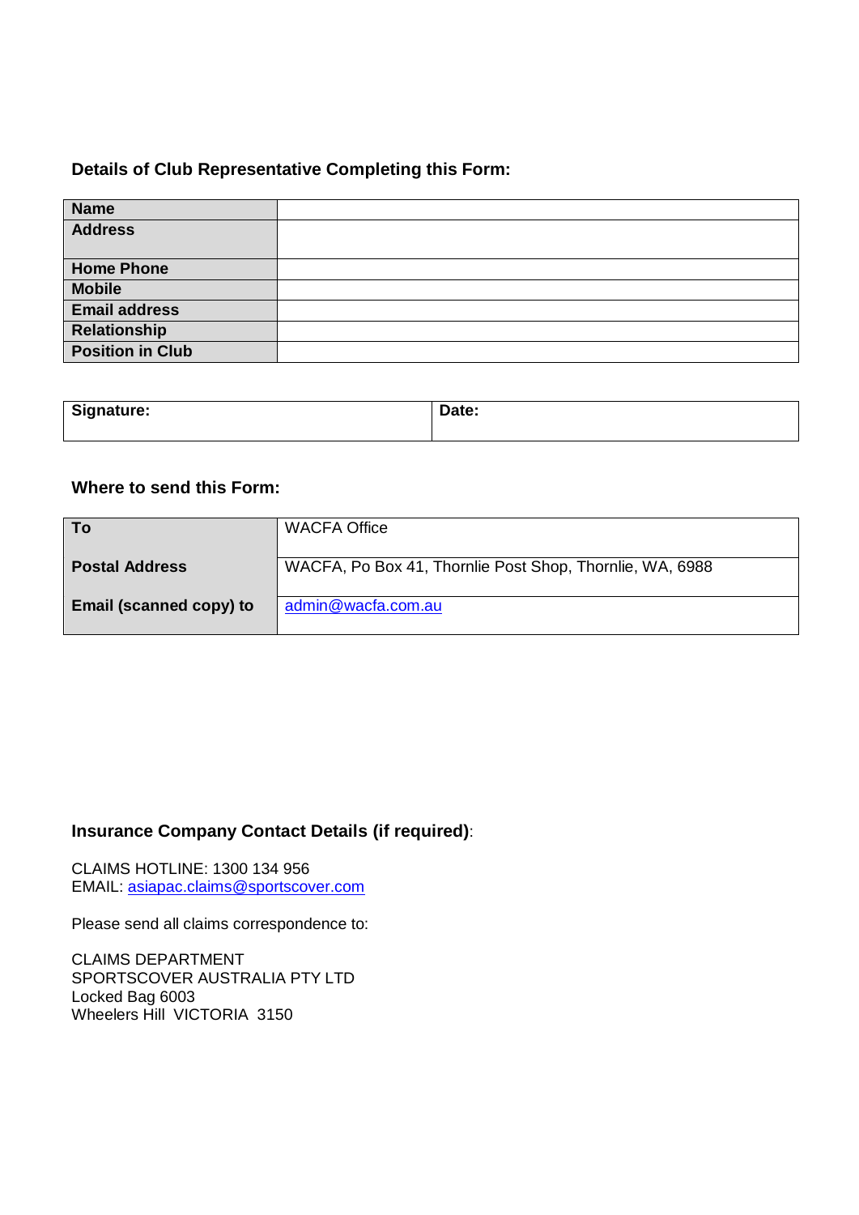### Details of Club Representative Completing this Form:

| | |
|---|---|
| **Name** | |
| **Address** | |
| **Home Phone** | |
| **Mobile** | |
| **Email address** | |
| **Relationship** | |
| **Position in Club** | |

| | |
|---|---|
| **Signature:** | **Date:** |

### Where to send this Form:

| | |
|---|---|
| **To** | WACFA Office |
| **Postal Address** | WACFA, Po Box 41, Thornlie Post Shop, Thornlie, WA, 6988 |
| **Email (scanned copy) to** | admin@wacfa.com.au |

### Insurance Company Contact Details (if required):

CLAIMS HOTLINE: 1300 134 956
EMAIL: asiapac.claims@sportscover.com

Please send all claims correspondence to:

CLAIMS DEPARTMENT
SPORTSCOVER AUSTRALIA PTY LTD
Locked Bag 6003
Wheelers Hill VICTORIA 3150